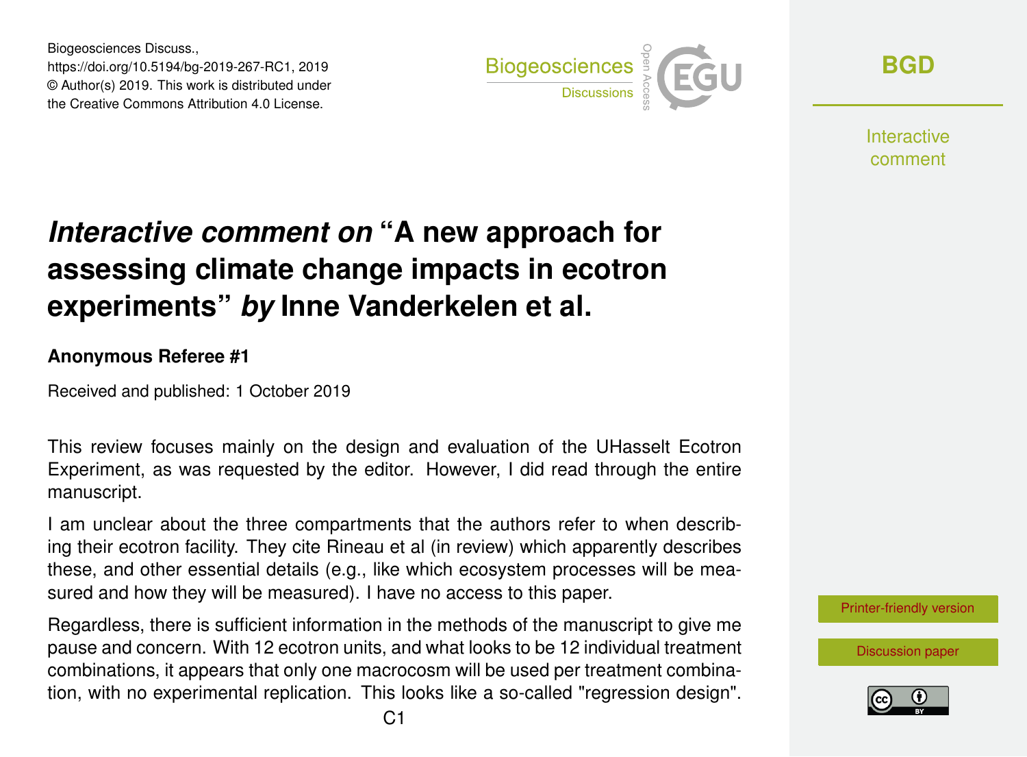Biogeosciences Discuss.,
https://doi.org/10.5194/bg-2019-267-RC1, 2019
© Author(s) 2019. This work is distributed under
the Creative Commons Attribution 4.0 License.

# *Interactive comment on* "A new approach for assessing climate change impacts in ecotron experiments" *by* Inne Vanderkelen et al.

**Anonymous Referee #1**

Received and published: 1 October 2019

This review focuses mainly on the design and evaluation of the UHasselt Ecotron Experiment, as was requested by the editor. However, I did read through the entire manuscript.

I am unclear about the three compartments that the authors refer to when describing their ecotron facility. They cite Rineau et al (in review) which apparently describes these, and other essential details (e.g., like which ecosystem processes will be measured and how they will be measured). I have no access to this paper.

Regardless, there is sufficient information in the methods of the manuscript to give me pause and concern. With 12 ecotron units, and what looks to be 12 individual treatment combinations, it appears that only one macrocosm will be used per treatment combination, with no experimental replication. This looks like a so-called "regression design".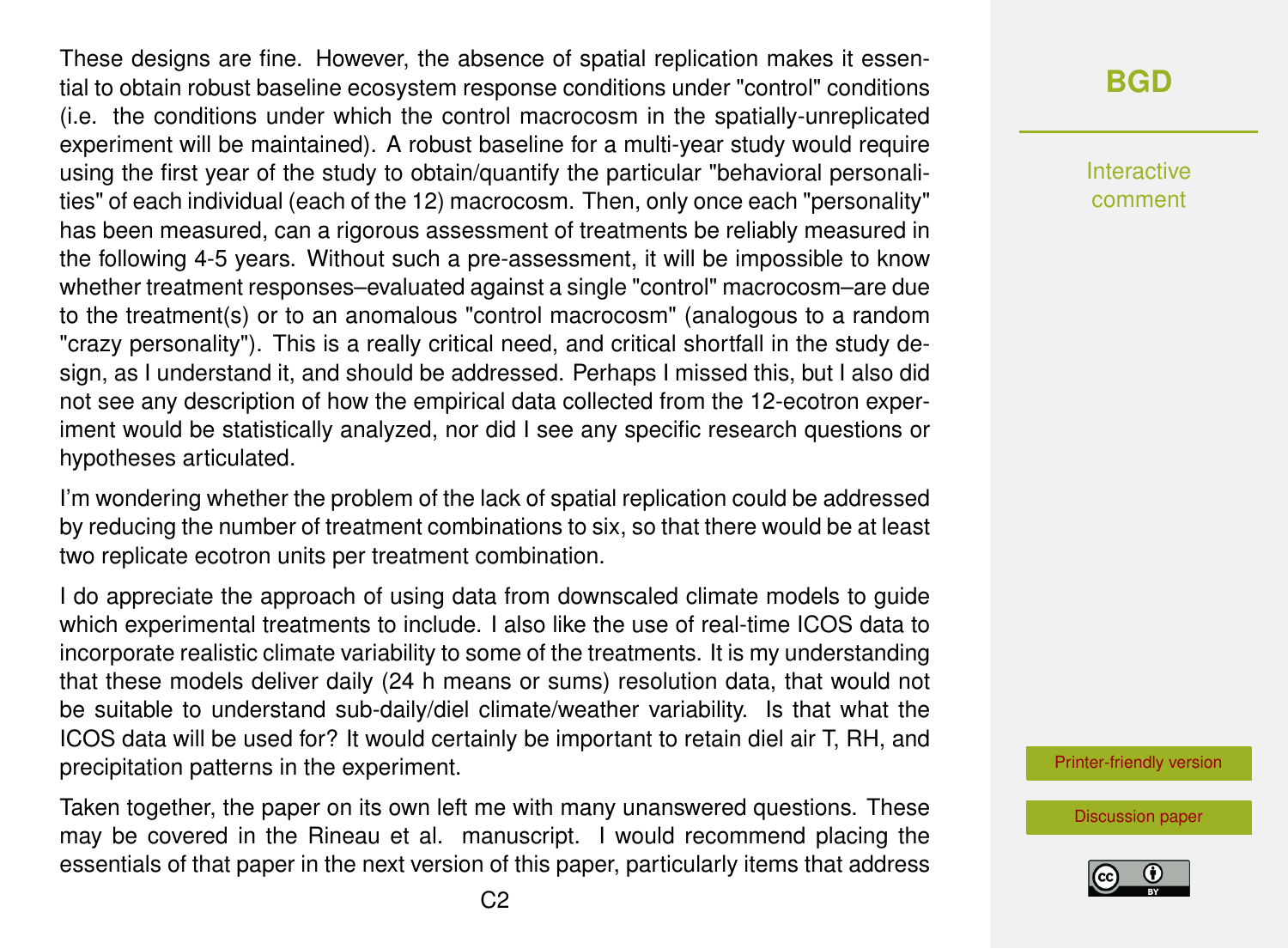These designs are fine. However, the absence of spatial replication makes it essential to obtain robust baseline ecosystem response conditions under "control" conditions (i.e. the conditions under which the control macrocosm in the spatially-unreplicated experiment will be maintained). A robust baseline for a multi-year study would require using the first year of the study to obtain/quantify the particular "behavioral personalities" of each individual (each of the 12) macrocosm. Then, only once each "personality" has been measured, can a rigorous assessment of treatments be reliably measured in the following 4-5 years. Without such a pre-assessment, it will be impossible to know whether treatment responses–evaluated against a single "control" macrocosm–are due to the treatment(s) or to an anomalous "control macrocosm" (analogous to a random "crazy personality"). This is a really critical need, and critical shortfall in the study design, as I understand it, and should be addressed. Perhaps I missed this, but I also did not see any description of how the empirical data collected from the 12-ecotron experiment would be statistically analyzed, nor did I see any specific research questions or hypotheses articulated.

I'm wondering whether the problem of the lack of spatial replication could be addressed by reducing the number of treatment combinations to six, so that there would be at least two replicate ecotron units per treatment combination.

I do appreciate the approach of using data from downscaled climate models to guide which experimental treatments to include. I also like the use of real-time ICOS data to incorporate realistic climate variability to some of the treatments. It is my understanding that these models deliver daily (24 h means or sums) resolution data, that would not be suitable to understand sub-daily/diel climate/weather variability. Is that what the ICOS data will be used for? It would certainly be important to retain diel air T, RH, and precipitation patterns in the experiment.

Taken together, the paper on its own left me with many unanswered questions. These may be covered in the Rineau et al. manuscript. I would recommend placing the essentials of that paper in the next version of this paper, particularly items that address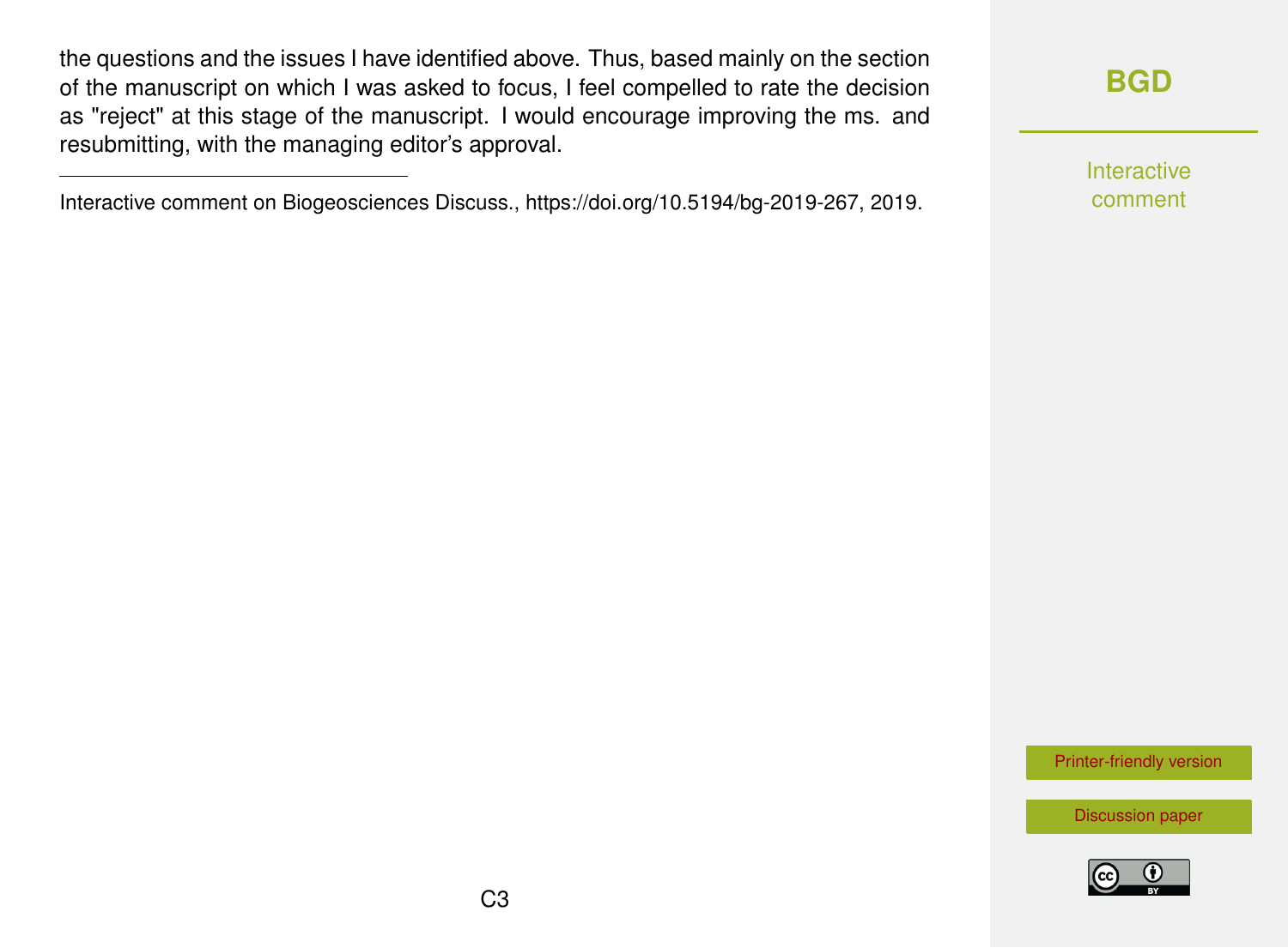the questions and the issues I have identified above. Thus, based mainly on the section of the manuscript on which I was asked to focus, I feel compelled to rate the decision as "reject" at this stage of the manuscript. I would encourage improving the ms. and resubmitting, with the managing editor's approval.

---

Interactive comment on Biogeosciences Discuss., https://doi.org/10.5194/bg-2019-267, 2019.